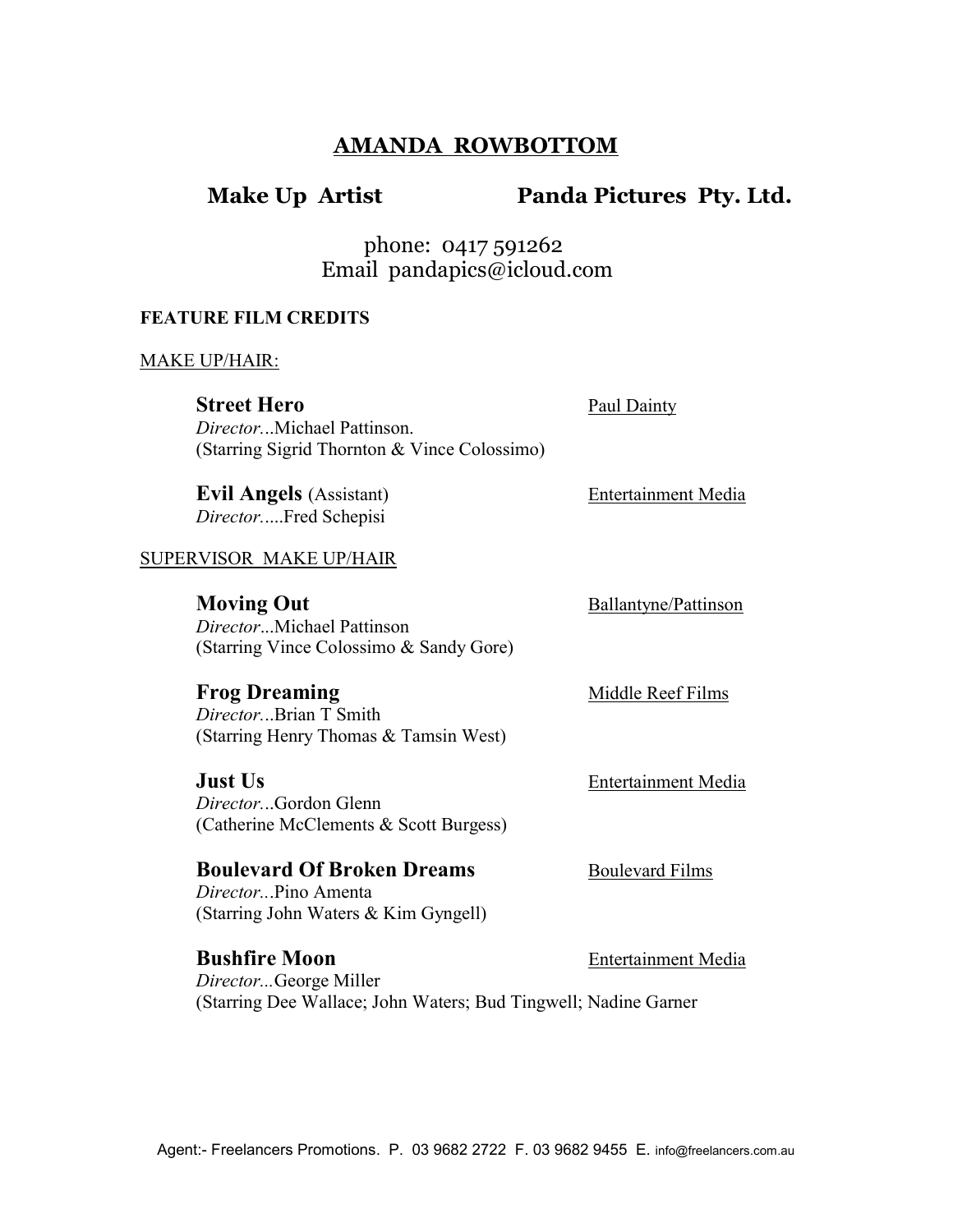# AMANDA ROWBOTTOM

## Make Up Artist — Panda Pictures Pty. Ltd.

phone: 0417 591262
Email pandapics@icloud.com

### FEATURE FILM CREDITS

MAKE UP/HAIR:

**Street Hero** — Paul Dainty
*Director*...Michael Pattinson.
(Starring Sigrid Thornton & Vince Colossimo)

**Evil Angels** (Assistant) — Entertainment Media
*Director*.....Fred Schepisi

SUPERVISOR MAKE UP/HAIR

**Moving Out** — Ballantyne/Pattinson
*Director*...Michael Pattinson
(Starring Vince Colossimo & Sandy Gore)

**Frog Dreaming** — Middle Reef Films
*Director*...Brian T Smith
(Starring Henry Thomas & Tamsin West)

**Just Us** — Entertainment Media
*Director*...Gordon Glenn
(Catherine McClements & Scott Burgess)

**Boulevard Of Broken Dreams** — Boulevard Films
*Director*...Pino Amenta
(Starring John Waters & Kim Gyngell)

**Bushfire Moon** — Entertainment Media
*Director*...George Miller
(Starring Dee Wallace; John Waters; Bud Tingwell; Nadine Garner

Agent:- Freelancers Promotions. P. 03 9682 2722 F. 03 9682 9455 E. info@freelancers.com.au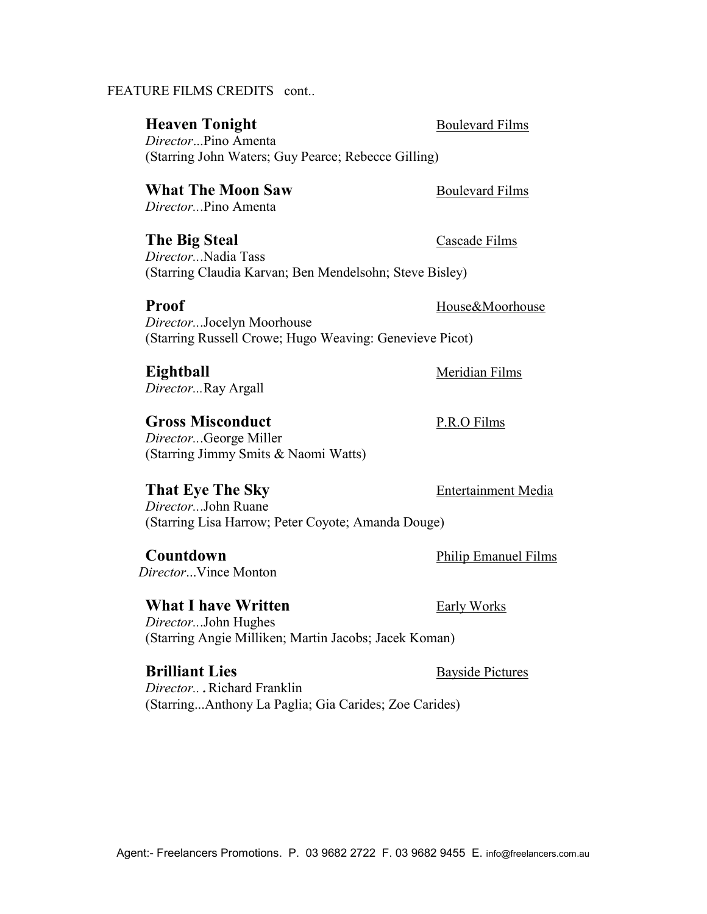FEATURE FILMS CREDITS cont..

**Heaven Tonight** Boulevard Films
*Director*...Pino Amenta
(Starring John Waters; Guy Pearce; Rebecce Gilling)

**What The Moon Saw** Boulevard Films
*Director...*Pino Amenta

**The Big Steal** Cascade Films
*Director...*Nadia Tass
(Starring Claudia Karvan; Ben Mendelsohn; Steve Bisley)

**Proof** House&Moorhouse
*Director...*Jocelyn Moorhouse
(Starring Russell Crowe; Hugo Weaving: Genevieve Picot)

**Eightball** Meridian Films
*Director...*Ray Argall

**Gross Misconduct** P.R.O Films
*Director...*George Miller
(Starring Jimmy Smits & Naomi Watts)

**That Eye The Sky** Entertainment Media
*Director...*John Ruane
(Starring Lisa Harrow; Peter Coyote; Amanda Douge)

**Countdown** Philip Emanuel Films
*Director*...Vince Monton

**What I have Written** Early Works
*Director...*John Hughes
(Starring Angie Milliken; Martin Jacobs; Jacek Koman)

**Brilliant Lies** Bayside Pictures
*Director...* Richard Franklin
(Starring...Anthony La Paglia; Gia Carides; Zoe Carides)

Agent:- Freelancers Promotions. P. 03 9682 2722 F. 03 9682 9455 E. info@freelancers.com.au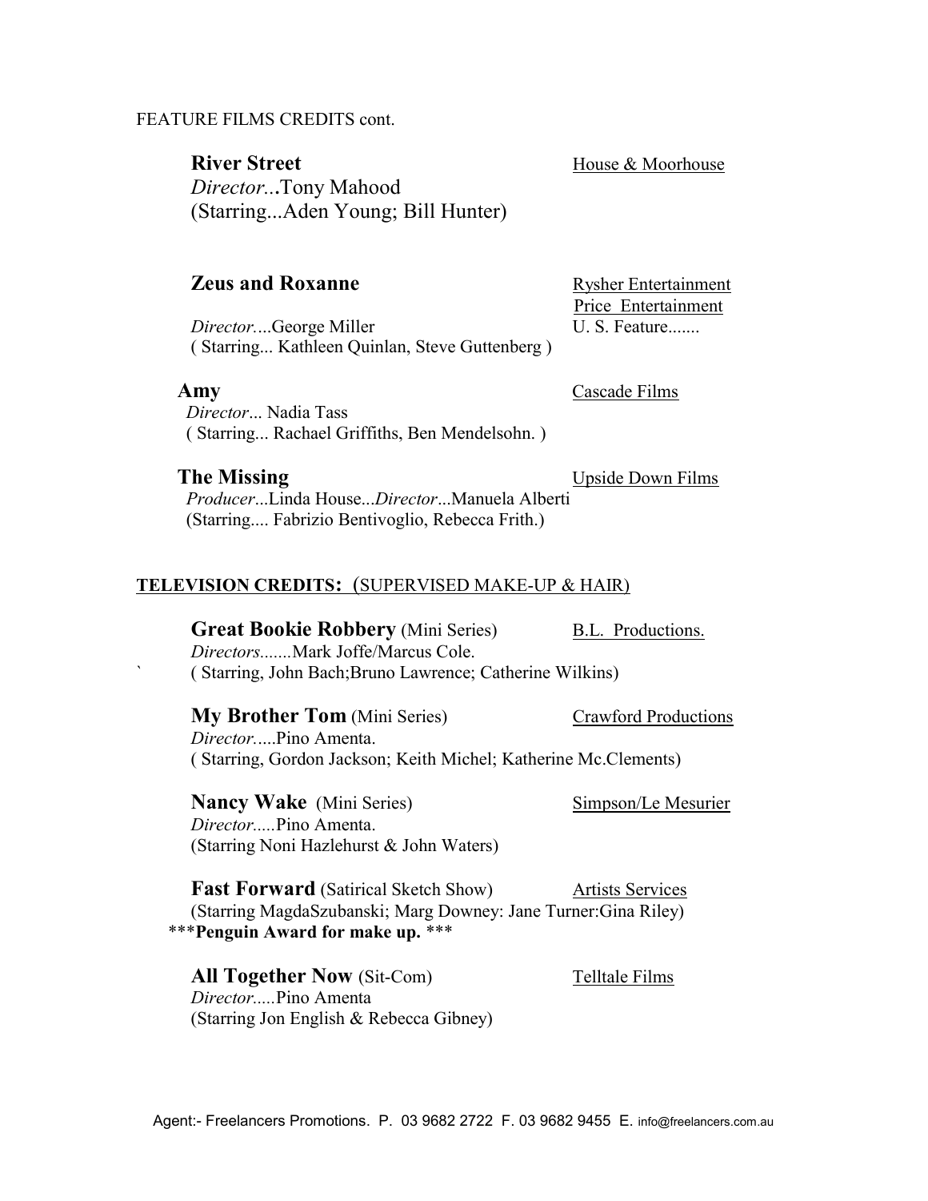FEATURE FILMS CREDITS cont.

**River Street** — House & Moorhouse
*Director*...Tony Mahood
(Starring...Aden Young; Bill Hunter)

**Zeus and Roxanne** — Rysher Entertainment, Price Entertainment
*Director*....George Miller — U. S. Feature.......
( Starring... Kathleen Quinlan, Steve Guttenberg )

**Amy** — Cascade Films
*Director*... Nadia Tass
( Starring... Rachael Griffiths, Ben Mendelsohn. )

**The Missing** — Upside Down Films
*Producer*...Linda House...*Director*...Manuela Alberti
(Starring.... Fabrizio Bentivoglio, Rebecca Frith.)

## TELEVISION CREDITS: (SUPERVISED MAKE-UP & HAIR)

**Great Bookie Robbery** (Mini Series) — B.L. Productions.
*Directors*.......Mark Joffe/Marcus Cole.
( Starring, John Bach;Bruno Lawrence; Catherine Wilkins)

**My Brother Tom** (Mini Series) — Crawford Productions
*Director*.....Pino Amenta.
( Starring, Gordon Jackson; Keith Michel; Katherine Mc.Clements)

**Nancy Wake** (Mini Series) — Simpson/Le Mesurier
*Director*.....Pino Amenta.
(Starring Noni Hazlehurst & John Waters)

**Fast Forward** (Satirical Sketch Show) — Artists Services
(Starring MagdaSzubanski; Marg Downey: Jane Turner:Gina Riley)
\*\*\***Penguin Award for make up.** \*\*\*

**All Together Now** (Sit-Com) — Telltale Films
*Director*.....Pino Amenta
(Starring Jon English & Rebecca Gibney)

Agent:- Freelancers Promotions. P. 03 9682 2722 F. 03 9682 9455 E. info@freelancers.com.au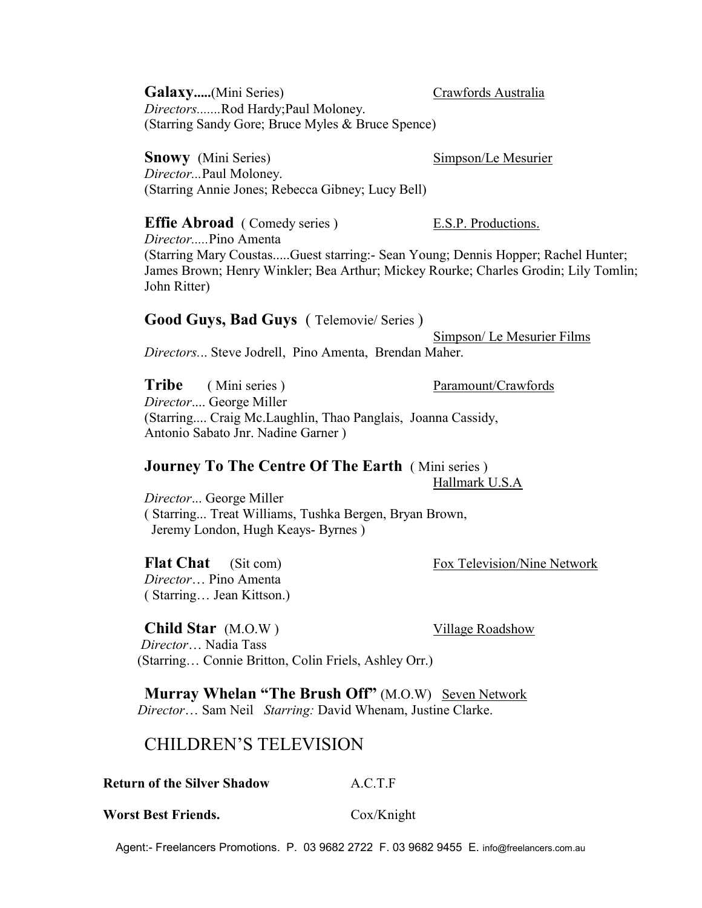**Galaxy.....**(Mini Series) Crawfords Australia
*Directors.......*Rod Hardy;Paul Moloney.
(Starring Sandy Gore; Bruce Myles & Bruce Spence)

**Snowy** (Mini Series) Simpson/Le Mesurier
*Director...*Paul Moloney.
(Starring Annie Jones; Rebecca Gibney; Lucy Bell)

**Effie Abroad** ( Comedy series ) E.S.P. Productions.
*Director.....*Pino Amenta
(Starring Mary Coustas.....Guest starring:- Sean Young; Dennis Hopper; Rachel Hunter; James Brown; Henry Winkler; Bea Arthur; Mickey Rourke; Charles Grodin; Lily Tomlin; John Ritter)

**Good Guys, Bad Guys** ( Telemovie/ Series ) Simpson/ Le Mesurier Films
*Directors...* Steve Jodrell, Pino Amenta, Brendan Maher.

**Tribe** ( Mini series ) Paramount/Crawfords
*Director....* George Miller
(Starring.... Craig Mc.Laughlin, Thao Panglais, Joanna Cassidy, Antonio Sabato Jnr. Nadine Garner )

**Journey To The Centre Of The Earth** ( Mini series ) Hallmark U.S.A
*Director...* George Miller
( Starring... Treat Williams, Tushka Bergen, Bryan Brown, Jeremy London, Hugh Keays- Byrnes )

**Flat Chat** (Sit com) Fox Television/Nine Network
*Director…* Pino Amenta
( Starring… Jean Kittson.)

**Child Star** (M.O.W ) Village Roadshow
*Director…* Nadia Tass
(Starring… Connie Britton, Colin Friels, Ashley Orr.)

**Murray Whelan "The Brush Off"** (M.O.W) Seven Network
*Director…* Sam Neil *Starring:* David Whenam, Justine Clarke.

## CHILDREN'S TELEVISION

**Return of the Silver Shadow** A.C.T.F

**Worst Best Friends.** Cox/Knight

Agent:- Freelancers Promotions. P. 03 9682 2722 F. 03 9682 9455 E. info@freelancers.com.au